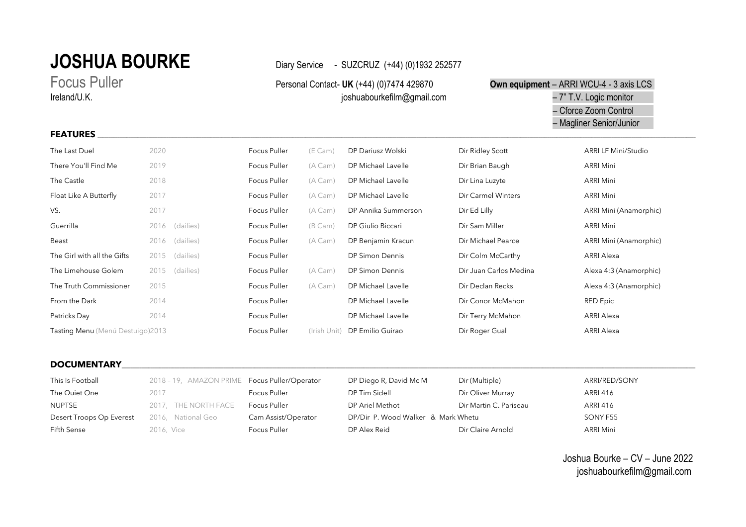# JOSHUA BOURKE

## Focus Puller

Ireland/U.K.

Diary Service - SUZCRUZ (+44) (0)1932 252577

Personal Contact- **UK** (+44) (0)7474 429870
joshuabourkefilm@gmail.com

**Own equipment** – ARRI WCU-4 - 3 axis LCS
– 7" T.V. Logic monitor
– Cforce Zoom Control
– Magliner Senior/Junior

### FEATURES

| | | | | | | | |
|---|---|---|---|---|---|---|---|
| The Last Duel | 2020 | | Focus Puller | (E Cam) | DP Dariusz Wolski | Dir Ridley Scott | ARRI LF Mini/Studio |
| There You'll Find Me | 2019 | | Focus Puller | (A Cam) | DP Michael Lavelle | Dir Brian Baugh | ARRI Mini |
| The Castle | 2018 | | Focus Puller | (A Cam) | DP Michael Lavelle | Dir Lina Luzyte | ARRI Mini |
| Float Like A Butterfly | 2017 | | Focus Puller | (A Cam) | DP Michael Lavelle | Dir Carmel Winters | ARRI Mini |
| VS. | 2017 | | Focus Puller | (A Cam) | DP Annika Summerson | Dir Ed Lilly | ARRI Mini (Anamorphic) |
| Guerrilla | 2016 | (dailies) | Focus Puller | (B Cam) | DP Giulio Biccari | Dir Sam Miller | ARRI Mini |
| Beast | 2016 | (dailies) | Focus Puller | (A Cam) | DP Benjamin Kracun | Dir Michael Pearce | ARRI Mini (Anamorphic) |
| The Girl with all the Gifts | 2015 | (dailies) | Focus Puller | | DP Simon Dennis | Dir Colm McCarthy | ARRI Alexa |
| The Limehouse Golem | 2015 | (dailies) | Focus Puller | (A Cam) | DP Simon Dennis | Dir Juan Carlos Medina | Alexa 4:3 (Anamorphic) |
| The Truth Commissioner | 2015 | | Focus Puller | (A Cam) | DP Michael Lavelle | Dir Declan Recks | Alexa 4:3 (Anamorphic) |
| From the Dark | 2014 | | Focus Puller | | DP Michael Lavelle | Dir Conor McMahon | RED Epic |
| Patricks Day | 2014 | | Focus Puller | | DP Michael Lavelle | Dir Terry McMahon | ARRI Alexa |
| Tasting Menu (Menú Destuigo) | 2013 | | Focus Puller | (Irish Unit) | DP Emilio Guirao | Dir Roger Gual | ARRI Alexa |

### DOCUMENTARY

| | | | | | |
|---|---|---|---|---|---|
| This Is Football | 2018 – 19, AMAZON PRIME | Focus Puller/Operator | DP Diego R, David Mc M | Dir (Multiple) | ARRI/RED/SONY |
| The Quiet One | 2017 | Focus Puller | DP Tim Sidell | Dir Oliver Murray | ARRI 416 |
| NUPTSE | 2017, THE NORTH FACE | Focus Puller | DP Ariel Methot | Dir Martin C. Pariseau | ARRI 416 |
| Desert Troops Op Everest | 2016, National Geo | Cam Assist/Operator | DP/Dir P. Wood Walker & Mark Whetu | | SONY F55 |
| Fifth Sense | 2016, Vice | Focus Puller | DP Alex Reid | Dir Claire Arnold | ARRI Mini |

Joshua Bourke – CV – June 2022
joshuabourkefilm@gmail.com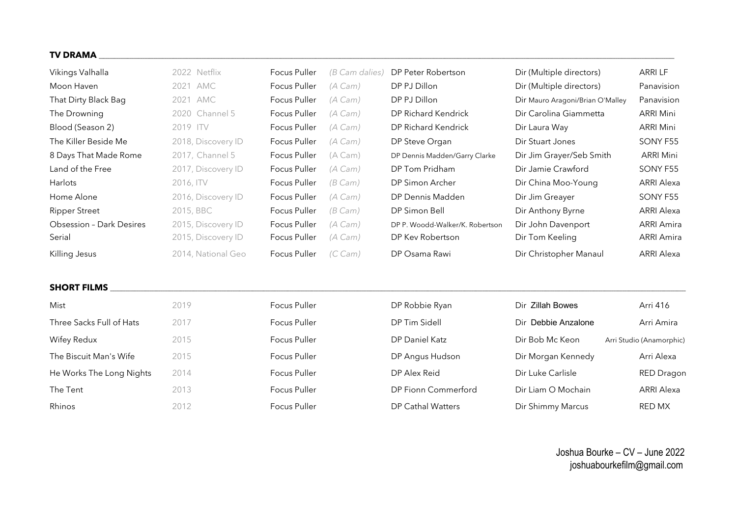**TV DRAMA**

| | | | | | | |
|---|---|---|---|---|---|---|
| Vikings Valhalla | 2022 Netflix | Focus Puller | *(B Cam dalies)* | DP Peter Robertson | Dir (Multiple directors) | ARRI LF |
| Moon Haven | 2021 AMC | Focus Puller | *(A Cam)* | DP PJ Dillon | Dir (Multiple directors) | Panavision |
| That Dirty Black Bag | 2021 AMC | Focus Puller | *(A Cam)* | DP PJ Dillon | Dir Mauro Aragoni/Brian O'Malley | Panavision |
| The Drowning | 2020 Channel 5 | Focus Puller | *(A Cam)* | DP Richard Kendrick | Dir Carolina Giammetta | ARRI Mini |
| Blood (Season 2) | 2019 ITV | Focus Puller | *(A Cam)* | DP Richard Kendrick | Dir Laura Way | ARRI Mini |
| The Killer Beside Me | 2018, Discovery ID | Focus Puller | *(A Cam)* | DP Steve Organ | Dir Stuart Jones | SONY F55 |
| 8 Days That Made Rome | 2017, Channel 5 | Focus Puller | (A Cam) | DP Dennis Madden/Garry Clarke | Dir Jim Grayer/Seb Smith | ARRI Mini |
| Land of the Free | 2017, Discovery ID | Focus Puller | *(A Cam)* | DP Tom Pridham | Dir Jamie Crawford | SONY F55 |
| Harlots | 2016, ITV | Focus Puller | *(B Cam)* | DP Simon Archer | Dir China Moo-Young | ARRI Alexa |
| Home Alone | 2016, Discovery ID | Focus Puller | *(A Cam)* | DP Dennis Madden | Dir Jim Greayer | SONY F55 |
| Ripper Street | 2015, BBC | Focus Puller | *(B Cam)* | DP Simon Bell | Dir Anthony Byrne | ARRI Alexa |
| Obsession – Dark Desires | 2015, Discovery ID | Focus Puller | *(A Cam)* | DP P. Woodd-Walker/K. Robertson | Dir John Davenport | ARRI Amira |
| Serial | 2015, Discovery ID | Focus Puller | *(A Cam)* | DP Kev Robertson | Dir Tom Keeling | ARRI Amira |
| Killing Jesus | 2014, National Geo | Focus Puller | *(C Cam)* | DP Osama Rawi | Dir Christopher Manaul | ARRI Alexa |

**SHORT FILMS**

| | | | | | |
|---|---|---|---|---|---|
| Mist | 2019 | Focus Puller | DP Robbie Ryan | Dir Zillah Bowes | Arri 416 |
| Three Sacks Full of Hats | 2017 | Focus Puller | DP Tim Sidell | Dir Debbie Anzalone | Arri Amira |
| Wifey Redux | 2015 | Focus Puller | DP Daniel Katz | Dir Bob Mc Keon | Arri Studio (Anamorphic) |
| The Biscuit Man's Wife | 2015 | Focus Puller | DP Angus Hudson | Dir Morgan Kennedy | Arri Alexa |
| He Works The Long Nights | 2014 | Focus Puller | DP Alex Reid | Dir Luke Carlisle | RED Dragon |
| The Tent | 2013 | Focus Puller | DP Fionn Commerford | Dir Liam O Mochain | ARRI Alexa |
| Rhinos | 2012 | Focus Puller | DP Cathal Watters | Dir Shimmy Marcus | RED MX |

Joshua Bourke – CV – June 2022
joshuabourkefilm@gmail.com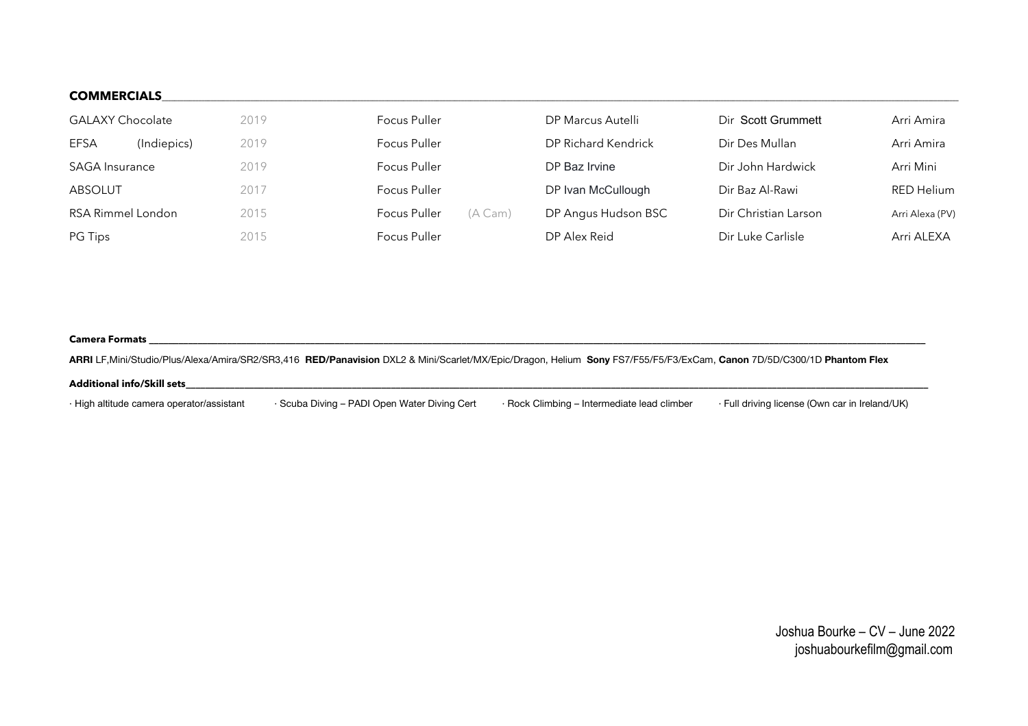## COMMERCIALS

| | | | | | | |
|---|---|---|---|---|---|---|
| GALAXY Chocolate | 2019 | Focus Puller | | DP Marcus Autelli | Dir Scott Grummett | Arri Amira |
| EFSA (Indiepics) | 2019 | Focus Puller | | DP Richard Kendrick | Dir Des Mullan | Arri Amira |
| SAGA Insurance | 2019 | Focus Puller | | DP Baz Irvine | Dir John Hardwick | Arri Mini |
| ABSOLUT | 2017 | Focus Puller | | DP Ivan McCullough | Dir Baz Al-Rawi | RED Helium |
| RSA Rimmel London | 2015 | Focus Puller | (A Cam) | DP Angus Hudson BSC | Dir Christian Larson | Arri Alexa (PV) |
| PG Tips | 2015 | Focus Puller | | DP Alex Reid | Dir Luke Carlisle | Arri ALEXA |

**Camera Formats**

**ARRI** LF,Mini/Studio/Plus/Alexa/Amira/SR2/SR3,416 **RED/Panavision** DXL2 & Mini/Scarlet/MX/Epic/Dragon, Helium **Sony** FS7/F55/F5/F3/ExCam, **Canon** 7D/5D/C300/1D **Phantom Flex**

**Additional info/Skill sets**

· High altitude camera operator/assistant · Scuba Diving – PADI Open Water Diving Cert · Rock Climbing – Intermediate lead climber · Full driving license (Own car in Ireland/UK)

Joshua Bourke – CV – June 2022
joshuabourkefilm@gmail.com